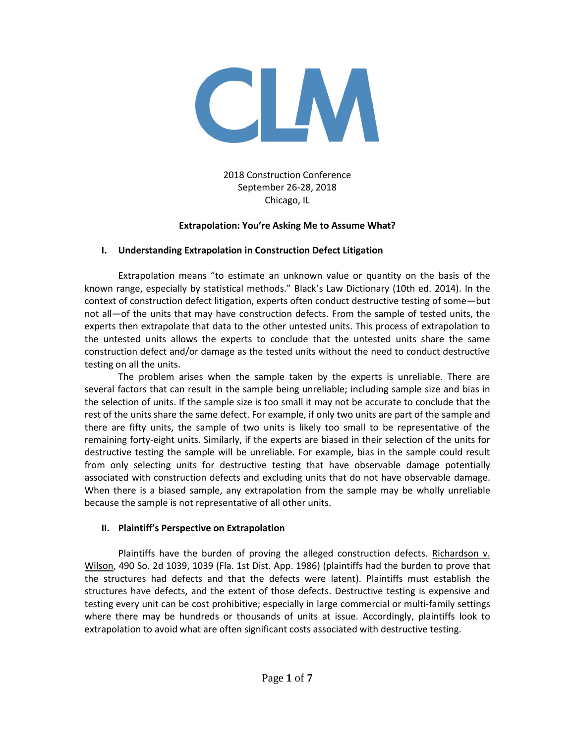CLM

2018 Construction Conference
September 26-28, 2018
Chicago, IL

**Extrapolation: You're Asking Me to Assume What?**

## I. Understanding Extrapolation in Construction Defect Litigation

Extrapolation means "to estimate an unknown value or quantity on the basis of the known range, especially by statistical methods." Black's Law Dictionary (10th ed. 2014). In the context of construction defect litigation, experts often conduct destructive testing of some—but not all—of the units that may have construction defects. From the sample of tested units, the experts then extrapolate that data to the other untested units. This process of extrapolation to the untested units allows the experts to conclude that the untested units share the same construction defect and/or damage as the tested units without the need to conduct destructive testing on all the units.

The problem arises when the sample taken by the experts is unreliable. There are several factors that can result in the sample being unreliable; including sample size and bias in the selection of units. If the sample size is too small it may not be accurate to conclude that the rest of the units share the same defect. For example, if only two units are part of the sample and there are fifty units, the sample of two units is likely too small to be representative of the remaining forty-eight units. Similarly, if the experts are biased in their selection of the units for destructive testing the sample will be unreliable. For example, bias in the sample could result from only selecting units for destructive testing that have observable damage potentially associated with construction defects and excluding units that do not have observable damage. When there is a biased sample, any extrapolation from the sample may be wholly unreliable because the sample is not representative of all other units.

## II. Plaintiff's Perspective on Extrapolation

Plaintiffs have the burden of proving the alleged construction defects. Richardson v. Wilson, 490 So. 2d 1039, 1039 (Fla. 1st Dist. App. 1986) (plaintiffs had the burden to prove that the structures had defects and that the defects were latent). Plaintiffs must establish the structures have defects, and the extent of those defects. Destructive testing is expensive and testing every unit can be cost prohibitive; especially in large commercial or multi-family settings where there may be hundreds or thousands of units at issue. Accordingly, plaintiffs look to extrapolation to avoid what are often significant costs associated with destructive testing.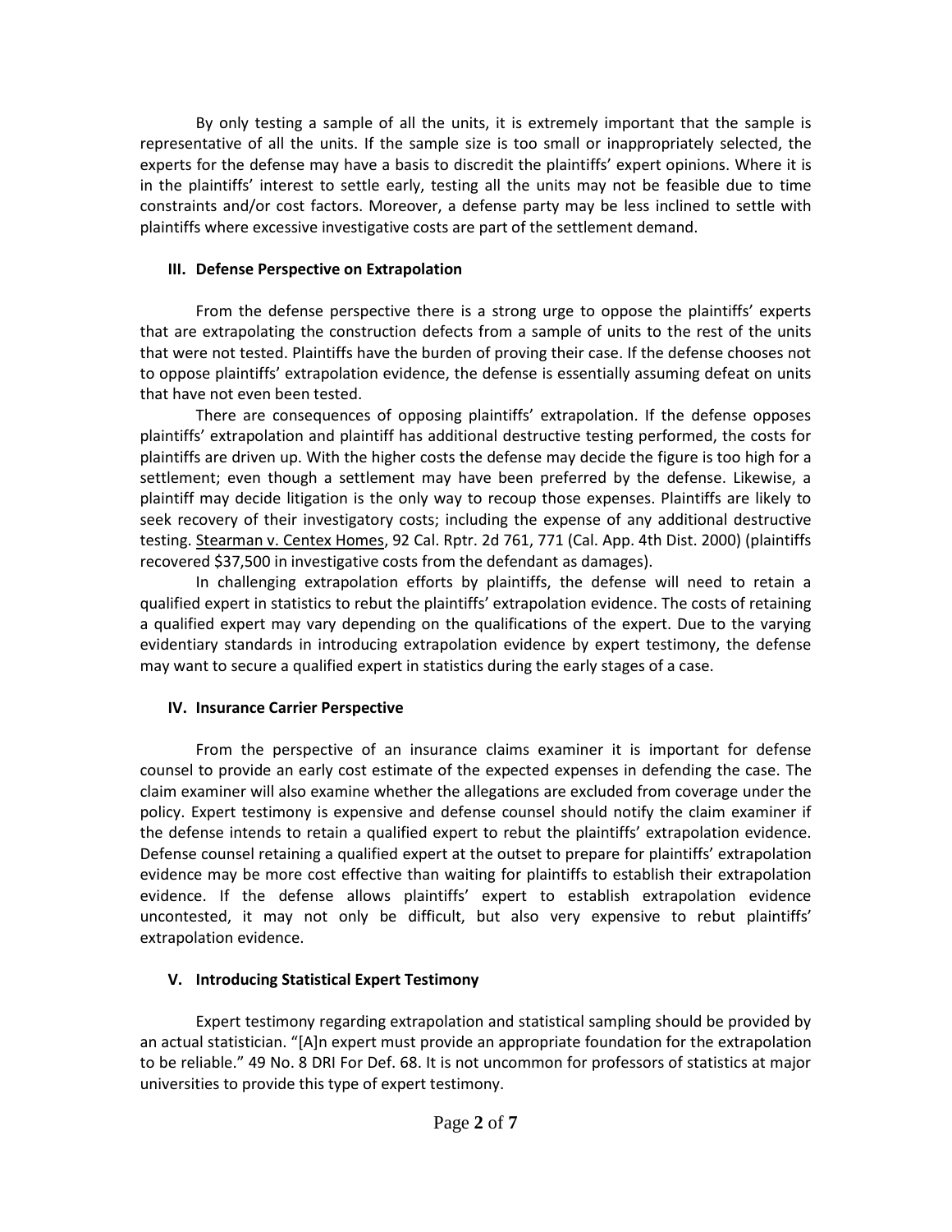By only testing a sample of all the units, it is extremely important that the sample is representative of all the units. If the sample size is too small or inappropriately selected, the experts for the defense may have a basis to discredit the plaintiffs' expert opinions. Where it is in the plaintiffs' interest to settle early, testing all the units may not be feasible due to time constraints and/or cost factors. Moreover, a defense party may be less inclined to settle with plaintiffs where excessive investigative costs are part of the settlement demand.

## III. Defense Perspective on Extrapolation

From the defense perspective there is a strong urge to oppose the plaintiffs' experts that are extrapolating the construction defects from a sample of units to the rest of the units that were not tested. Plaintiffs have the burden of proving their case. If the defense chooses not to oppose plaintiffs' extrapolation evidence, the defense is essentially assuming defeat on units that have not even been tested.

There are consequences of opposing plaintiffs' extrapolation. If the defense opposes plaintiffs' extrapolation and plaintiff has additional destructive testing performed, the costs for plaintiffs are driven up. With the higher costs the defense may decide the figure is too high for a settlement; even though a settlement may have been preferred by the defense. Likewise, a plaintiff may decide litigation is the only way to recoup those expenses. Plaintiffs are likely to seek recovery of their investigatory costs; including the expense of any additional destructive testing. Stearman v. Centex Homes, 92 Cal. Rptr. 2d 761, 771 (Cal. App. 4th Dist. 2000) (plaintiffs recovered $37,500 in investigative costs from the defendant as damages).

In challenging extrapolation efforts by plaintiffs, the defense will need to retain a qualified expert in statistics to rebut the plaintiffs' extrapolation evidence. The costs of retaining a qualified expert may vary depending on the qualifications of the expert. Due to the varying evidentiary standards in introducing extrapolation evidence by expert testimony, the defense may want to secure a qualified expert in statistics during the early stages of a case.

## IV. Insurance Carrier Perspective

From the perspective of an insurance claims examiner it is important for defense counsel to provide an early cost estimate of the expected expenses in defending the case. The claim examiner will also examine whether the allegations are excluded from coverage under the policy. Expert testimony is expensive and defense counsel should notify the claim examiner if the defense intends to retain a qualified expert to rebut the plaintiffs' extrapolation evidence. Defense counsel retaining a qualified expert at the outset to prepare for plaintiffs' extrapolation evidence may be more cost effective than waiting for plaintiffs to establish their extrapolation evidence. If the defense allows plaintiffs' expert to establish extrapolation evidence uncontested, it may not only be difficult, but also very expensive to rebut plaintiffs' extrapolation evidence.

## V. Introducing Statistical Expert Testimony

Expert testimony regarding extrapolation and statistical sampling should be provided by an actual statistician. "[A]n expert must provide an appropriate foundation for the extrapolation to be reliable." 49 No. 8 DRI For Def. 68. It is not uncommon for professors of statistics at major universities to provide this type of expert testimony.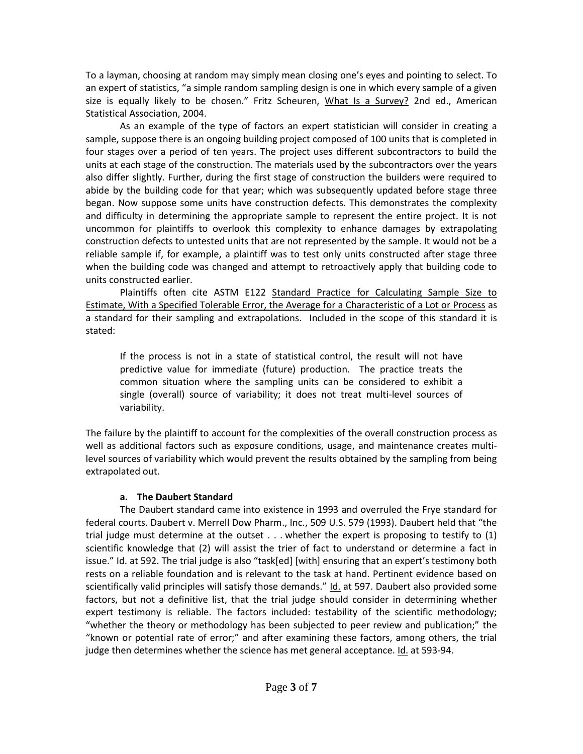To a layman, choosing at random may simply mean closing one's eyes and pointing to select. To an expert of statistics, "a simple random sampling design is one in which every sample of a given size is equally likely to be chosen." Fritz Scheuren, What Is a Survey? 2nd ed., American Statistical Association, 2004.

As an example of the type of factors an expert statistician will consider in creating a sample, suppose there is an ongoing building project composed of 100 units that is completed in four stages over a period of ten years. The project uses different subcontractors to build the units at each stage of the construction. The materials used by the subcontractors over the years also differ slightly. Further, during the first stage of construction the builders were required to abide by the building code for that year; which was subsequently updated before stage three began. Now suppose some units have construction defects. This demonstrates the complexity and difficulty in determining the appropriate sample to represent the entire project. It is not uncommon for plaintiffs to overlook this complexity to enhance damages by extrapolating construction defects to untested units that are not represented by the sample. It would not be a reliable sample if, for example, a plaintiff was to test only units constructed after stage three when the building code was changed and attempt to retroactively apply that building code to units constructed earlier.

Plaintiffs often cite ASTM E122 Standard Practice for Calculating Sample Size to Estimate, With a Specified Tolerable Error, the Average for a Characteristic of a Lot or Process as a standard for their sampling and extrapolations. Included in the scope of this standard it is stated:

> If the process is not in a state of statistical control, the result will not have predictive value for immediate (future) production. The practice treats the common situation where the sampling units can be considered to exhibit a single (overall) source of variability; it does not treat multi-level sources of variability.

The failure by the plaintiff to account for the complexities of the overall construction process as well as additional factors such as exposure conditions, usage, and maintenance creates multi-level sources of variability which would prevent the results obtained by the sampling from being extrapolated out.

**a. The Daubert Standard**

The Daubert standard came into existence in 1993 and overruled the Frye standard for federal courts. Daubert v. Merrell Dow Pharm., Inc., 509 U.S. 579 (1993). Daubert held that "the trial judge must determine at the outset . . . whether the expert is proposing to testify to (1) scientific knowledge that (2) will assist the trier of fact to understand or determine a fact in issue." Id. at 592. The trial judge is also "task[ed] [with] ensuring that an expert's testimony both rests on a reliable foundation and is relevant to the task at hand. Pertinent evidence based on scientifically valid principles will satisfy those demands." Id. at 597. Daubert also provided some factors, but not a definitive list, that the trial judge should consider in determining whether expert testimony is reliable. The factors included: testability of the scientific methodology; "whether the theory or methodology has been subjected to peer review and publication;" the "known or potential rate of error;" and after examining these factors, among others, the trial judge then determines whether the science has met general acceptance. Id. at 593-94.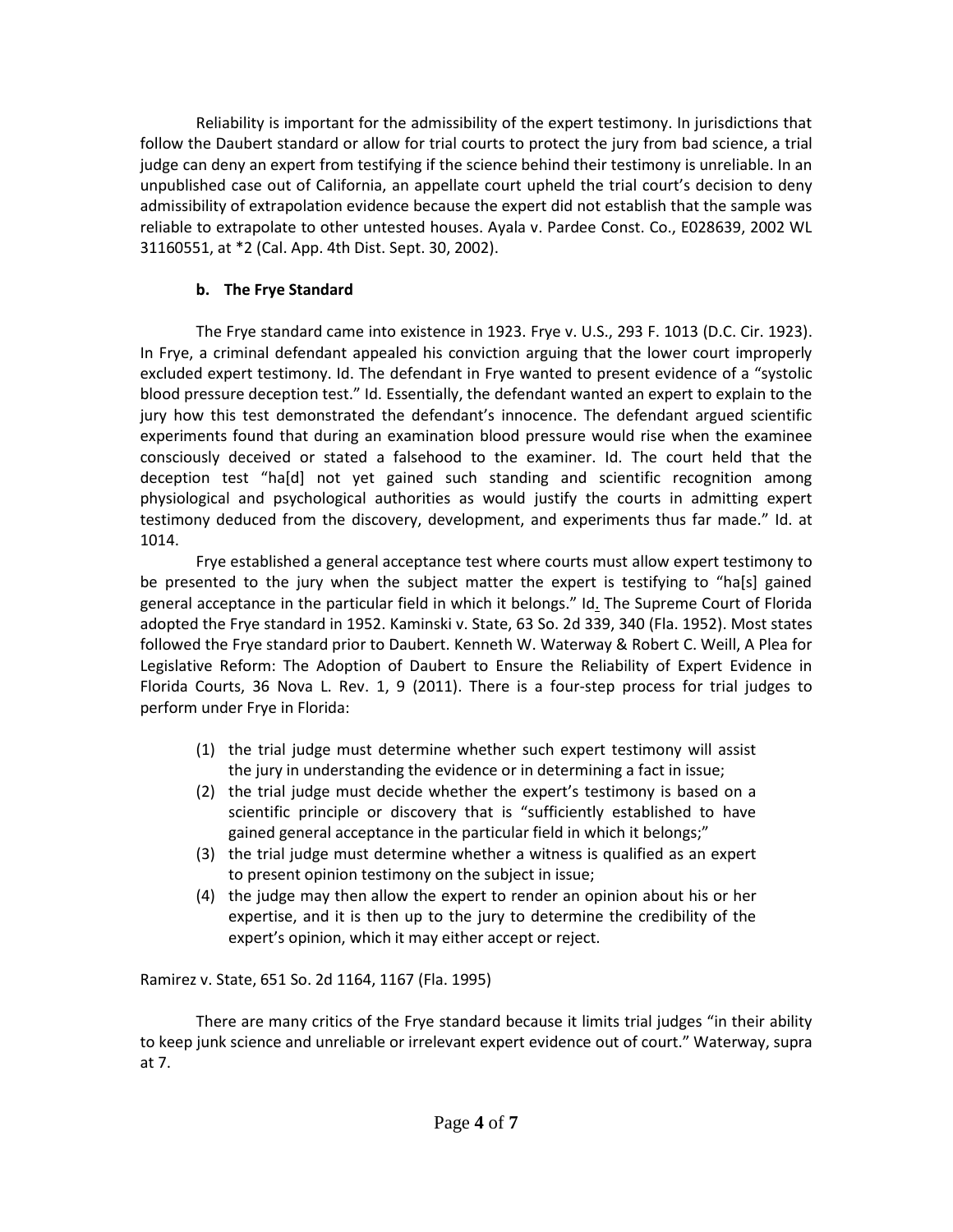Reliability is important for the admissibility of the expert testimony. In jurisdictions that follow the Daubert standard or allow for trial courts to protect the jury from bad science, a trial judge can deny an expert from testifying if the science behind their testimony is unreliable. In an unpublished case out of California, an appellate court upheld the trial court's decision to deny admissibility of extrapolation evidence because the expert did not establish that the sample was reliable to extrapolate to other untested houses. Ayala v. Pardee Const. Co., E028639, 2002 WL 31160551, at *2 (Cal. App. 4th Dist. Sept. 30, 2002).

**b. The Frye Standard**

The Frye standard came into existence in 1923. Frye v. U.S., 293 F. 1013 (D.C. Cir. 1923). In Frye, a criminal defendant appealed his conviction arguing that the lower court improperly excluded expert testimony. Id. The defendant in Frye wanted to present evidence of a "systolic blood pressure deception test." Id. Essentially, the defendant wanted an expert to explain to the jury how this test demonstrated the defendant's innocence. The defendant argued scientific experiments found that during an examination blood pressure would rise when the examinee consciously deceived or stated a falsehood to the examiner. Id. The court held that the deception test "ha[d] not yet gained such standing and scientific recognition among physiological and psychological authorities as would justify the courts in admitting expert testimony deduced from the discovery, development, and experiments thus far made." Id. at 1014.

Frye established a general acceptance test where courts must allow expert testimony to be presented to the jury when the subject matter the expert is testifying to "ha[s] gained general acceptance in the particular field in which it belongs." Id. The Supreme Court of Florida adopted the Frye standard in 1952. Kaminski v. State, 63 So. 2d 339, 340 (Fla. 1952). Most states followed the Frye standard prior to Daubert. Kenneth W. Waterway & Robert C. Weill, A Plea for Legislative Reform: The Adoption of Daubert to Ensure the Reliability of Expert Evidence in Florida Courts, 36 Nova L. Rev. 1, 9 (2011). There is a four-step process for trial judges to perform under Frye in Florida:

> (1) the trial judge must determine whether such expert testimony will assist the jury in understanding the evidence or in determining a fact in issue;
> (2) the trial judge must decide whether the expert's testimony is based on a scientific principle or discovery that is "sufficiently established to have gained general acceptance in the particular field in which it belongs;"
> (3) the trial judge must determine whether a witness is qualified as an expert to present opinion testimony on the subject in issue;
> (4) the judge may then allow the expert to render an opinion about his or her expertise, and it is then up to the jury to determine the credibility of the expert's opinion, which it may either accept or reject.

Ramirez v. State, 651 So. 2d 1164, 1167 (Fla. 1995)

There are many critics of the Frye standard because it limits trial judges "in their ability to keep junk science and unreliable or irrelevant expert evidence out of court." Waterway, supra at 7.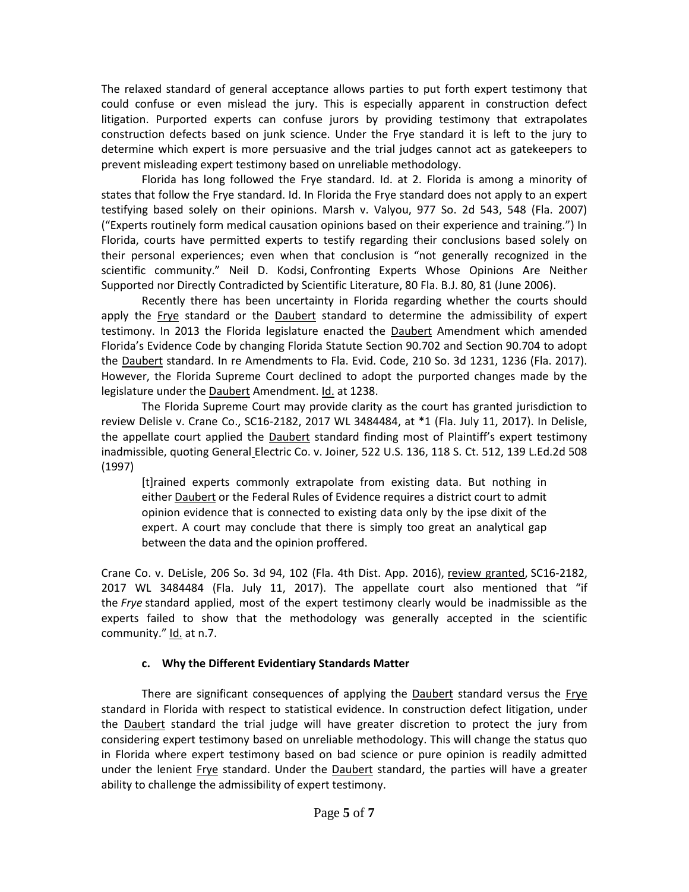The relaxed standard of general acceptance allows parties to put forth expert testimony that could confuse or even mislead the jury. This is especially apparent in construction defect litigation. Purported experts can confuse jurors by providing testimony that extrapolates construction defects based on junk science. Under the Frye standard it is left to the jury to determine which expert is more persuasive and the trial judges cannot act as gatekeepers to prevent misleading expert testimony based on unreliable methodology.

Florida has long followed the Frye standard. Id. at 2. Florida is among a minority of states that follow the Frye standard. Id. In Florida the Frye standard does not apply to an expert testifying based solely on their opinions. Marsh v. Valyou, 977 So. 2d 543, 548 (Fla. 2007) ("Experts routinely form medical causation opinions based on their experience and training.") In Florida, courts have permitted experts to testify regarding their conclusions based solely on their personal experiences; even when that conclusion is "not generally recognized in the scientific community." Neil D. Kodsi, Confronting Experts Whose Opinions Are Neither Supported nor Directly Contradicted by Scientific Literature, 80 Fla. B.J. 80, 81 (June 2006).

Recently there has been uncertainty in Florida regarding whether the courts should apply the Frye standard or the Daubert standard to determine the admissibility of expert testimony. In 2013 the Florida legislature enacted the Daubert Amendment which amended Florida's Evidence Code by changing Florida Statute Section 90.702 and Section 90.704 to adopt the Daubert standard. In re Amendments to Fla. Evid. Code, 210 So. 3d 1231, 1236 (Fla. 2017). However, the Florida Supreme Court declined to adopt the purported changes made by the legislature under the Daubert Amendment. Id. at 1238.

The Florida Supreme Court may provide clarity as the court has granted jurisdiction to review Delisle v. Crane Co., SC16-2182, 2017 WL 3484484, at *1 (Fla. July 11, 2017). In Delisle, the appellate court applied the Daubert standard finding most of Plaintiff's expert testimony inadmissible, quoting General Electric Co. v. Joiner, 522 U.S. 136, 118 S. Ct. 512, 139 L.Ed.2d 508 (1997)

> [t]rained experts commonly extrapolate from existing data. But nothing in either Daubert or the Federal Rules of Evidence requires a district court to admit opinion evidence that is connected to existing data only by the ipse dixit of the expert. A court may conclude that there is simply too great an analytical gap between the data and the opinion proffered.

Crane Co. v. DeLisle, 206 So. 3d 94, 102 (Fla. 4th Dist. App. 2016), review granted, SC16-2182, 2017 WL 3484484 (Fla. July 11, 2017). The appellate court also mentioned that "if the *Frye* standard applied, most of the expert testimony clearly would be inadmissible as the experts failed to show that the methodology was generally accepted in the scientific community." Id. at n.7.

### c. Why the Different Evidentiary Standards Matter

There are significant consequences of applying the Daubert standard versus the Frye standard in Florida with respect to statistical evidence. In construction defect litigation, under the Daubert standard the trial judge will have greater discretion to protect the jury from considering expert testimony based on unreliable methodology. This will change the status quo in Florida where expert testimony based on bad science or pure opinion is readily admitted under the lenient Frye standard. Under the Daubert standard, the parties will have a greater ability to challenge the admissibility of expert testimony.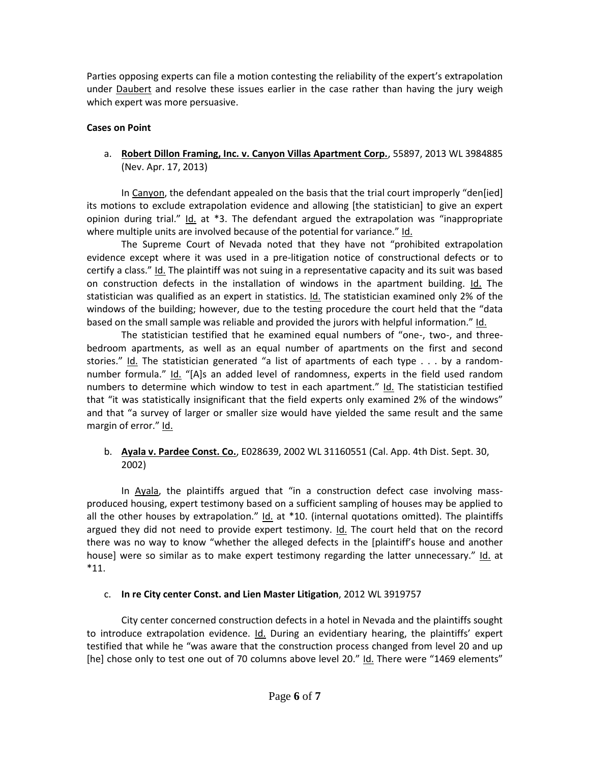Parties opposing experts can file a motion contesting the reliability of the expert's extrapolation under Daubert and resolve these issues earlier in the case rather than having the jury weigh which expert was more persuasive.

**Cases on Point**

a. **Robert Dillon Framing, Inc. v. Canyon Villas Apartment Corp.**, 55897, 2013 WL 3984885 (Nev. Apr. 17, 2013)

In Canyon, the defendant appealed on the basis that the trial court improperly "den[ied] its motions to exclude extrapolation evidence and allowing [the statistician] to give an expert opinion during trial." Id. at *3. The defendant argued the extrapolation was "inappropriate where multiple units are involved because of the potential for variance." Id.

The Supreme Court of Nevada noted that they have not "prohibited extrapolation evidence except where it was used in a pre-litigation notice of constructional defects or to certify a class." Id. The plaintiff was not suing in a representative capacity and its suit was based on construction defects in the installation of windows in the apartment building. Id. The statistician was qualified as an expert in statistics. Id. The statistician examined only 2% of the windows of the building; however, due to the testing procedure the court held that the "data based on the small sample was reliable and provided the jurors with helpful information." Id.

The statistician testified that he examined equal numbers of "one-, two-, and three-bedroom apartments, as well as an equal number of apartments on the first and second stories." Id. The statistician generated "a list of apartments of each type . . . by a random-number formula." Id. "[A]s an added level of randomness, experts in the field used random numbers to determine which window to test in each apartment." Id. The statistician testified that "it was statistically insignificant that the field experts only examined 2% of the windows" and that "a survey of larger or smaller size would have yielded the same result and the same margin of error." Id.

b. **Ayala v. Pardee Const. Co.**, E028639, 2002 WL 31160551 (Cal. App. 4th Dist. Sept. 30, 2002)

In Ayala, the plaintiffs argued that "in a construction defect case involving mass-produced housing, expert testimony based on a sufficient sampling of houses may be applied to all the other houses by extrapolation." Id. at *10. (internal quotations omitted). The plaintiffs argued they did not need to provide expert testimony. Id. The court held that on the record there was no way to know "whether the alleged defects in the [plaintiff's house and another house] were so similar as to make expert testimony regarding the latter unnecessary." Id. at *11.

c. **In re City center Const. and Lien Master Litigation**, 2012 WL 3919757

City center concerned construction defects in a hotel in Nevada and the plaintiffs sought to introduce extrapolation evidence. Id. During an evidentiary hearing, the plaintiffs' expert testified that while he "was aware that the construction process changed from level 20 and up [he] chose only to test one out of 70 columns above level 20." Id. There were "1469 elements"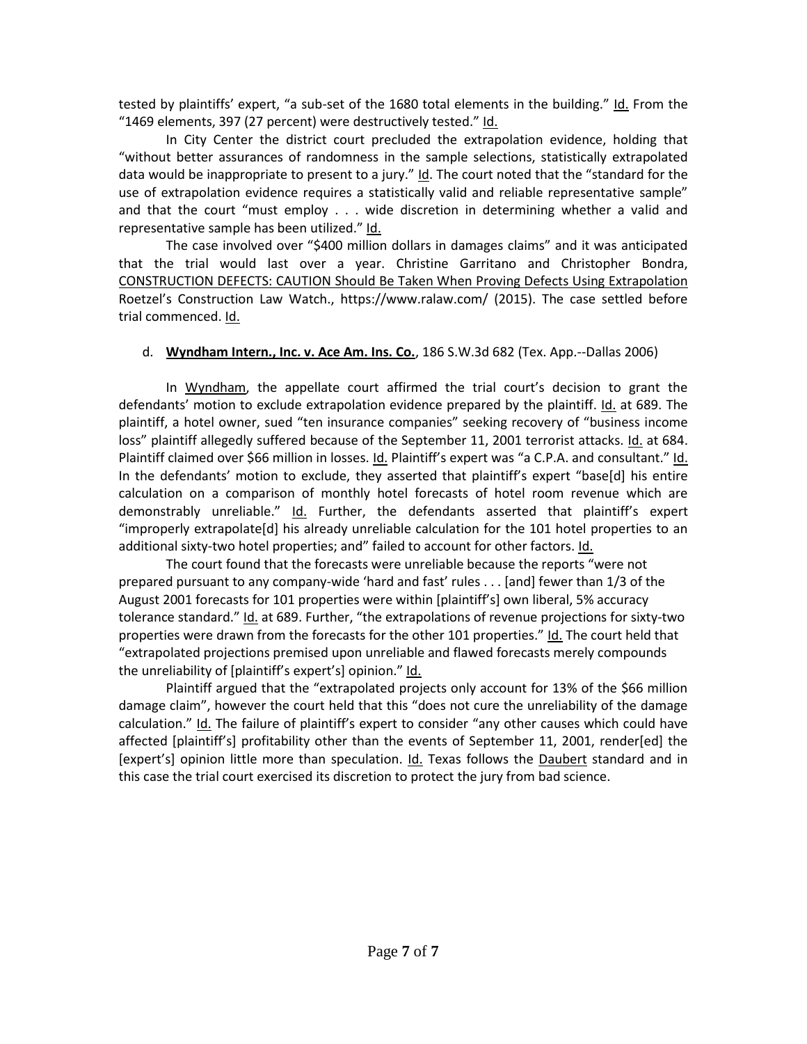tested by plaintiffs' expert, "a sub-set of the 1680 total elements in the building." Id. From the "1469 elements, 397 (27 percent) were destructively tested." Id.

In City Center the district court precluded the extrapolation evidence, holding that "without better assurances of randomness in the sample selections, statistically extrapolated data would be inappropriate to present to a jury." Id. The court noted that the "standard for the use of extrapolation evidence requires a statistically valid and reliable representative sample" and that the court "must employ . . . wide discretion in determining whether a valid and representative sample has been utilized." Id.

The case involved over "$400 million dollars in damages claims" and it was anticipated that the trial would last over a year. Christine Garritano and Christopher Bondra, CONSTRUCTION DEFECTS: CAUTION Should Be Taken When Proving Defects Using Extrapolation Roetzel's Construction Law Watch., https://www.ralaw.com/ (2015). The case settled before trial commenced. Id.

d. **Wyndham Intern., Inc. v. Ace Am. Ins. Co.**, 186 S.W.3d 682 (Tex. App.--Dallas 2006)

In Wyndham, the appellate court affirmed the trial court's decision to grant the defendants' motion to exclude extrapolation evidence prepared by the plaintiff. Id. at 689. The plaintiff, a hotel owner, sued "ten insurance companies" seeking recovery of "business income loss" plaintiff allegedly suffered because of the September 11, 2001 terrorist attacks. Id. at 684. Plaintiff claimed over $66 million in losses. Id. Plaintiff's expert was "a C.P.A. and consultant." Id. In the defendants' motion to exclude, they asserted that plaintiff's expert "base[d] his entire calculation on a comparison of monthly hotel forecasts of hotel room revenue which are demonstrably unreliable." Id. Further, the defendants asserted that plaintiff's expert "improperly extrapolate[d] his already unreliable calculation for the 101 hotel properties to an additional sixty-two hotel properties; and" failed to account for other factors. Id.

The court found that the forecasts were unreliable because the reports "were not prepared pursuant to any company-wide 'hard and fast' rules . . . [and] fewer than 1/3 of the August 2001 forecasts for 101 properties were within [plaintiff's] own liberal, 5% accuracy tolerance standard." Id. at 689. Further, "the extrapolations of revenue projections for sixty-two properties were drawn from the forecasts for the other 101 properties." Id. The court held that "extrapolated projections premised upon unreliable and flawed forecasts merely compounds the unreliability of [plaintiff's expert's] opinion." Id.

Plaintiff argued that the "extrapolated projects only account for 13% of the $66 million damage claim", however the court held that this "does not cure the unreliability of the damage calculation." Id. The failure of plaintiff's expert to consider "any other causes which could have affected [plaintiff's] profitability other than the events of September 11, 2001, render[ed] the [expert's] opinion little more than speculation. Id. Texas follows the Daubert standard and in this case the trial court exercised its discretion to protect the jury from bad science.